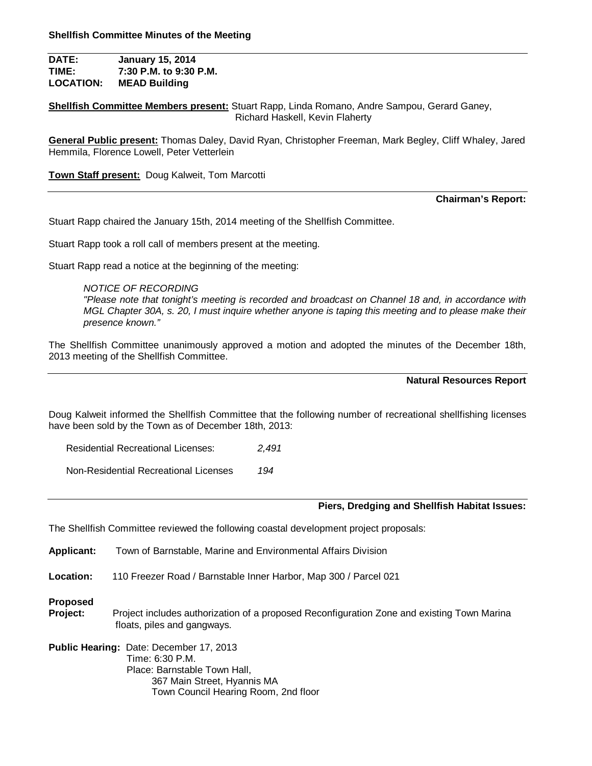**Shellfish Committee Minutes of the Meeting**

**DATE:** **January 15, 2014**
**TIME:** **7:30 P.M. to 9:30 P.M.**
**LOCATION:** **MEAD Building**

**Shellfish Committee Members present:** Stuart Rapp, Linda Romano, Andre Sampou, Gerard Ganey, Richard Haskell, Kevin Flaherty

**General Public present:** Thomas Daley, David Ryan, Christopher Freeman, Mark Begley, Cliff Whaley, Jared Hemmila, Florence Lowell, Peter Vetterlein

**Town Staff present:** Doug Kalweit, Tom Marcotti

---

**Chairman's Report:**

Stuart Rapp chaired the January 15th, 2014 meeting of the Shellfish Committee.

Stuart Rapp took a roll call of members present at the meeting.

Stuart Rapp read a notice at the beginning of the meeting:

> *NOTICE OF RECORDING*
> *"Please note that tonight's meeting is recorded and broadcast on Channel 18 and, in accordance with MGL Chapter 30A, s. 20, I must inquire whether anyone is taping this meeting and to please make their presence known."*

The Shellfish Committee unanimously approved a motion and adopted the minutes of the December 18th, 2013 meeting of the Shellfish Committee.

---

**Natural Resources Report**

Doug Kalweit informed the Shellfish Committee that the following number of recreational shellfishing licenses have been sold by the Town as of December 18th, 2013:

| | |
|---|---|
| Residential Recreational Licenses: | *2,491* |
| Non-Residential Recreational Licenses | *194* |

---

**Piers, Dredging and Shellfish Habitat Issues:**

The Shellfish Committee reviewed the following coastal development project proposals:

**Applicant:** Town of Barnstable, Marine and Environmental Affairs Division

**Location:** 110 Freezer Road / Barnstable Inner Harbor, Map 300 / Parcel 021

**Proposed Project:** Project includes authorization of a proposed Reconfiguration Zone and existing Town Marina floats, piles and gangways.

**Public Hearing:** Date: December 17, 2013
Time: 6:30 P.M.
Place: Barnstable Town Hall,
367 Main Street, Hyannis MA
Town Council Hearing Room, 2nd floor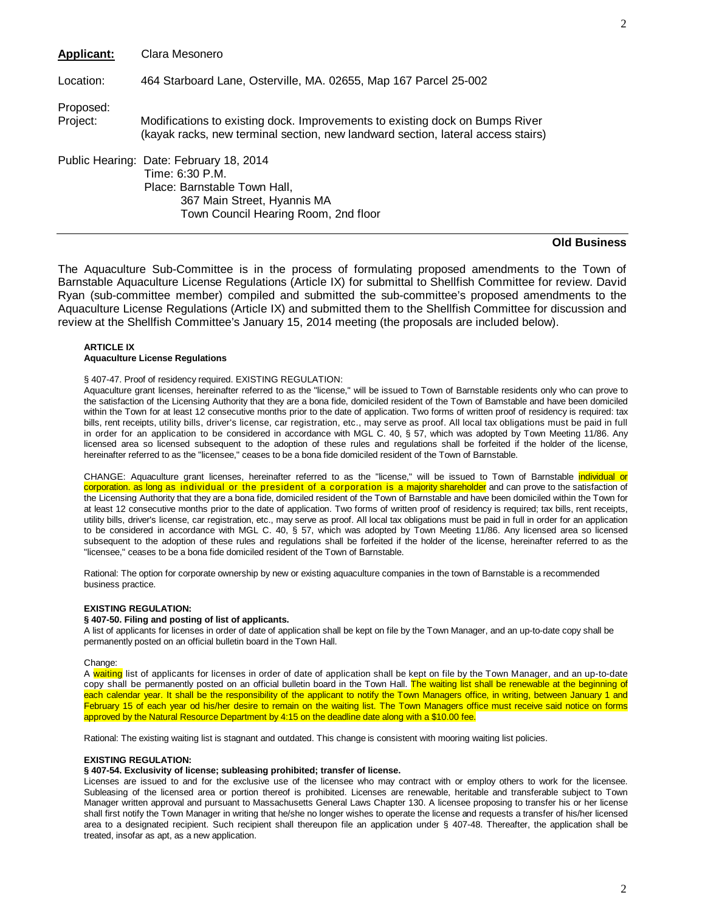**Applicant:** Clara Mesonero

Location: 464 Starboard Lane, Osterville, MA. 02655, Map 167 Parcel 25-002

Proposed:
Project: Modifications to existing dock. Improvements to existing dock on Bumps River (kayak racks, new terminal section, new landward section, lateral access stairs)

Public Hearing: Date: February 18, 2014
Time: 6:30 P.M.
Place: Barnstable Town Hall,
367 Main Street, Hyannis MA
Town Council Hearing Room, 2nd floor

---

**Old Business**

The Aquaculture Sub-Committee is in the process of formulating proposed amendments to the Town of Barnstable Aquaculture License Regulations (Article IX) for submittal to Shellfish Committee for review. David Ryan (sub-committee member) compiled and submitted the sub-committee's proposed amendments to the Aquaculture License Regulations (Article IX) and submitted them to the Shellfish Committee for discussion and review at the Shellfish Committee's January 15, 2014 meeting (the proposals are included below).

**ARTICLE IX**
**Aquaculture License Regulations**

§ 407-47. Proof of residency required. EXISTING REGULATION:
Aquaculture grant licenses, hereinafter referred to as the "license," will be issued to Town of Barnstable residents only who can prove to the satisfaction of the Licensing Authority that they are a bona fide, domiciled resident of the Town of Bamstable and have been domiciled within the Town for at least 12 consecutive months prior to the date of application. Two forms of written proof of residency is required: tax bills, rent receipts, utility bills, driver's license, car registration, etc., may serve as proof. All local tax obligations must be paid in full in order for an application to be considered in accordance with MGL C. 40, § 57, which was adopted by Town Meeting 11/86. Any licensed area so licensed subsequent to the adoption of these rules and regulations shall be forfeited if the holder of the license, hereinafter referred to as the "licensee," ceases to be a bona fide domiciled resident of the Town of Barnstable.

CHANGE: Aquaculture grant licenses, hereinafter referred to as the "license," will be issued to Town of Barnstable individual or corporation. as long as individual or the president of a corporation is a majority shareholder and can prove to the satisfaction of the Licensing Authority that they are a bona fide, domiciled resident of the Town of Barnstable and have been domiciled within the Town for at least 12 consecutive months prior to the date of application. Two forms of written proof of residency is required; tax bills, rent receipts, utility bills, driver's license, car registration, etc., may serve as proof. All local tax obligations must be paid in full in order for an application to be considered in accordance with MGL C. 40, § 57, which was adopted by Town Meeting 11/86. Any licensed area so licensed subsequent to the adoption of these rules and regulations shall be forfeited if the holder of the license, hereinafter referred to as the "licensee," ceases to be a bona fide domiciled resident of the Town of Barnstable.

Rational: The option for corporate ownership by new or existing aquaculture companies in the town of Barnstable is a recommended business practice.

**EXISTING REGULATION:**
**§ 407-50. Filing and posting of list of applicants.**
A list of applicants for licenses in order of date of application shall be kept on file by the Town Manager, and an up-to-date copy shall be permanently posted on an official bulletin board in the Town Hall.

Change:
A waiting list of applicants for licenses in order of date of application shall be kept on file by the Town Manager, and an up-to-date copy shall be permanently posted on an official bulletin board in the Town Hall. The waiting list shall be renewable at the beginning of each calendar year. It shall be the responsibility of the applicant to notify the Town Managers office, in writing, between January 1 and February 15 of each year od his/her desire to remain on the waiting list. The Town Managers office must receive said notice on forms approved by the Natural Resource Department by 4:15 on the deadline date along with a $10.00 fee.

Rational: The existing waiting list is stagnant and outdated. This change is consistent with mooring waiting list policies.

**EXISTING REGULATION:**
**§ 407-54. Exclusivity of license; subleasing prohibited; transfer of license.**
Licenses are issued to and for the exclusive use of the licensee who may contract with or employ others to work for the licensee. Subleasing of the licensed area or portion thereof is prohibited. Licenses are renewable, heritable and transferable subject to Town Manager written approval and pursuant to Massachusetts General Laws Chapter 130. A licensee proposing to transfer his or her license shall first notify the Town Manager in writing that he/she no longer wishes to operate the license and requests a transfer of his/her licensed area to a designated recipient. Such recipient shall thereupon file an application under § 407-48. Thereafter, the application shall be treated, insofar as apt, as a new application.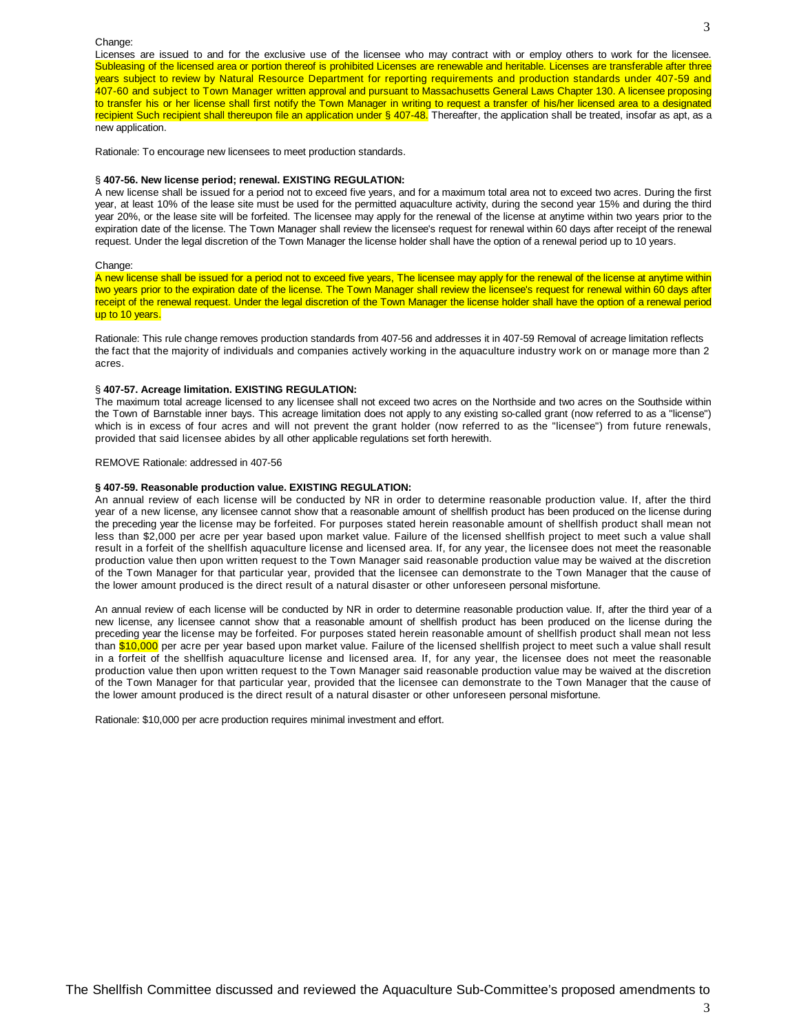Change:

Licenses are issued to and for the exclusive use of the licensee who may contract with or employ others to work for the licensee. Subleasing of the licensed area or portion thereof is prohibited Licenses are renewable and heritable. Licenses are transferable after three years subject to review by Natural Resource Department for reporting requirements and production standards under 407-59 and 407-60 and subject to Town Manager written approval and pursuant to Massachusetts General Laws Chapter 130. A licensee proposing to transfer his or her license shall first notify the Town Manager in writing to request a transfer of his/her licensed area to a designated recipient Such recipient shall thereupon file an application under § 407-48. Thereafter, the application shall be treated, insofar as apt, as a new application.

Rationale: To encourage new licensees to meet production standards.

§ **407-56. New license period; renewal. EXISTING REGULATION:**

A new license shall be issued for a period not to exceed five years, and for a maximum total area not to exceed two acres. During the first year, at least 10% of the lease site must be used for the permitted aquaculture activity, during the second year 15% and during the third year 20%, or the lease site will be forfeited. The licensee may apply for the renewal of the license at anytime within two years prior to the expiration date of the license. The Town Manager shall review the licensee's request for renewal within 60 days after receipt of the renewal request. Under the legal discretion of the Town Manager the license holder shall have the option of a renewal period up to 10 years.

Change:

A new license shall be issued for a period not to exceed five years, The licensee may apply for the renewal of the license at anytime within two years prior to the expiration date of the license. The Town Manager shall review the licensee's request for renewal within 60 days after receipt of the renewal request. Under the legal discretion of the Town Manager the license holder shall have the option of a renewal period up to 10 years.

Rationale: This rule change removes production standards from 407-56 and addresses it in 407-59 Removal of acreage limitation reflects the fact that the majority of individuals and companies actively working in the aquaculture industry work on or manage more than 2 acres.

§ **407-57. Acreage limitation. EXISTING REGULATION:**

The maximum total acreage licensed to any licensee shall not exceed two acres on the Northside and two acres on the Southside within the Town of Barnstable inner bays. This acreage limitation does not apply to any existing so-called grant (now referred to as a "license") which is in excess of four acres and will not prevent the grant holder (now referred to as the "licensee") from future renewals, provided that said licensee abides by all other applicable regulations set forth herewith.

REMOVE Rationale: addressed in 407-56

**§ 407-59. Reasonable production value. EXISTING REGULATION:**

An annual review of each license will be conducted by NR in order to determine reasonable production value. If, after the third year of a new license, any licensee cannot show that a reasonable amount of shellfish product has been produced on the license during the preceding year the license may be forfeited. For purposes stated herein reasonable amount of shellfish product shall mean not less than $2,000 per acre per year based upon market value. Failure of the licensed shellfish project to meet such a value shall result in a forfeit of the shellfish aquaculture license and licensed area. If, for any year, the licensee does not meet the reasonable production value then upon written request to the Town Manager said reasonable production value may be waived at the discretion of the Town Manager for that particular year, provided that the licensee can demonstrate to the Town Manager that the cause of the lower amount produced is the direct result of a natural disaster or other unforeseen personal misfortune.

An annual review of each license will be conducted by NR in order to determine reasonable production value. If, after the third year of a new license, any licensee cannot show that a reasonable amount of shellfish product has been produced on the license during the preceding year the license may be forfeited. For purposes stated herein reasonable amount of shellfish product shall mean not less than $10,000 per acre per year based upon market value. Failure of the licensed shellfish project to meet such a value shall result in a forfeit of the shellfish aquaculture license and licensed area. If, for any year, the licensee does not meet the reasonable production value then upon written request to the Town Manager said reasonable production value may be waived at the discretion of the Town Manager for that particular year, provided that the licensee can demonstrate to the Town Manager that the cause of the lower amount produced is the direct result of a natural disaster or other unforeseen personal misfortune.

Rationale: $10,000 per acre production requires minimal investment and effort.

The Shellfish Committee discussed and reviewed the Aquaculture Sub-Committee's proposed amendments to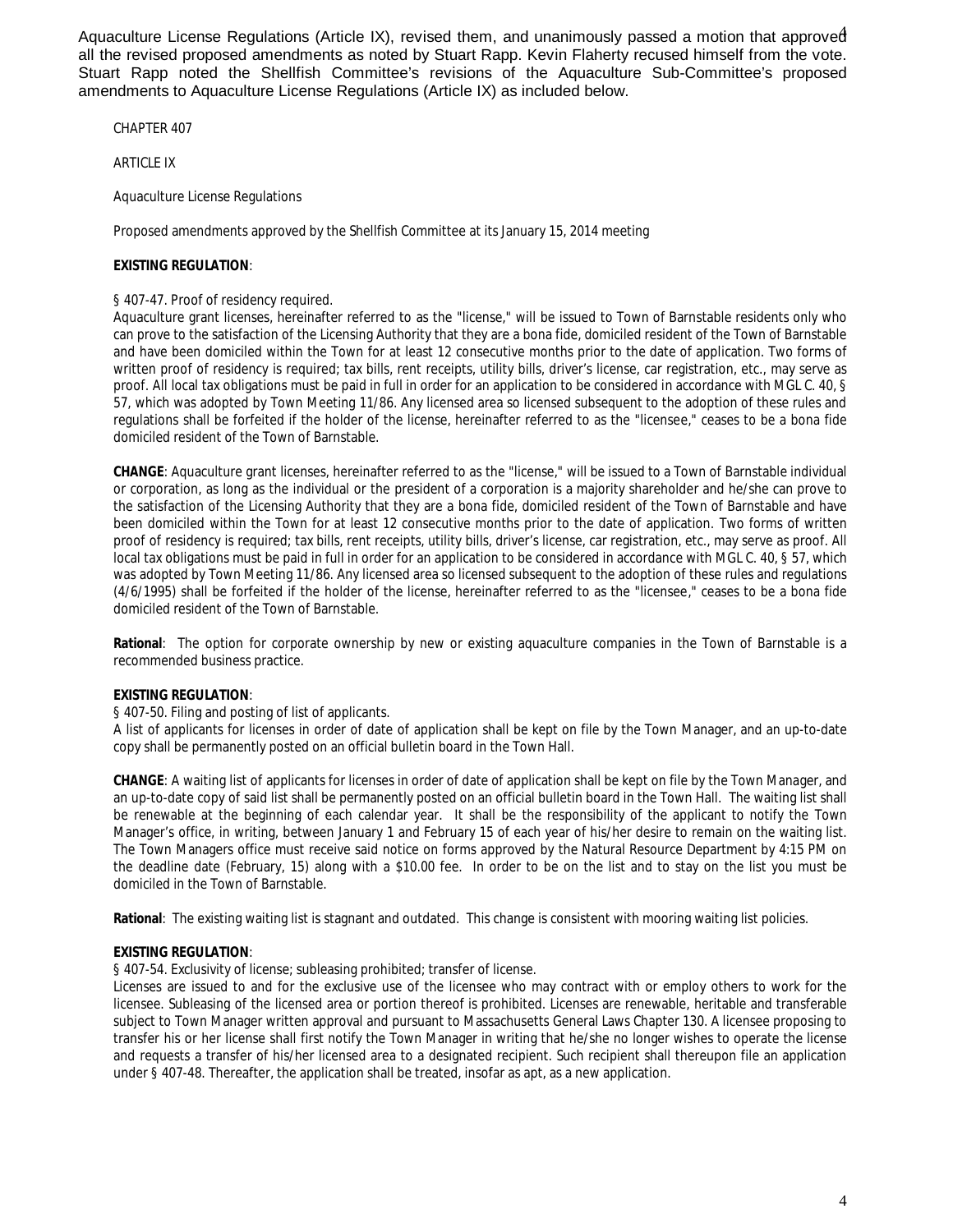Aquaculture License Regulations (Article IX), revised them, and unanimously passed a motion that approved all the revised proposed amendments as noted by Stuart Rapp. Kevin Flaherty recused himself from the vote. Stuart Rapp noted the Shellfish Committee's revisions of the Aquaculture Sub-Committee's proposed amendments to Aquaculture License Regulations (Article IX) as included below.

CHAPTER 407

ARTICLE IX

Aquaculture License Regulations

Proposed amendments approved by the Shellfish Committee at its January 15, 2014 meeting

**EXISTING REGULATION**:

§ 407-47. Proof of residency required.
Aquaculture grant licenses, hereinafter referred to as the "license," will be issued to Town of Barnstable residents only who can prove to the satisfaction of the Licensing Authority that they are a bona fide, domiciled resident of the Town of Barnstable and have been domiciled within the Town for at least 12 consecutive months prior to the date of application. Two forms of written proof of residency is required; tax bills, rent receipts, utility bills, driver's license, car registration, etc., may serve as proof. All local tax obligations must be paid in full in order for an application to be considered in accordance with MGL C. 40, § 57, which was adopted by Town Meeting 11/86. Any licensed area so licensed subsequent to the adoption of these rules and regulations shall be forfeited if the holder of the license, hereinafter referred to as the "licensee," ceases to be a bona fide domiciled resident of the Town of Barnstable.

**CHANGE**: Aquaculture grant licenses, hereinafter referred to as the "license," will be issued to a Town of Barnstable individual or corporation, as long as the individual or the president of a corporation is a majority shareholder and he/she can prove to the satisfaction of the Licensing Authority that they are a bona fide, domiciled resident of the Town of Barnstable and have been domiciled within the Town for at least 12 consecutive months prior to the date of application. Two forms of written proof of residency is required; tax bills, rent receipts, utility bills, driver's license, car registration, etc., may serve as proof. All local tax obligations must be paid in full in order for an application to be considered in accordance with MGL C. 40, § 57, which was adopted by Town Meeting 11/86. Any licensed area so licensed subsequent to the adoption of these rules and regulations (4/6/1995) shall be forfeited if the holder of the license, hereinafter referred to as the "licensee," ceases to be a bona fide domiciled resident of the Town of Barnstable.

**Rational**: The option for corporate ownership by new or existing aquaculture companies in the Town of Barnstable is a recommended business practice.

**EXISTING REGULATION**:
§ 407-50. Filing and posting of list of applicants.
A list of applicants for licenses in order of date of application shall be kept on file by the Town Manager, and an up-to-date copy shall be permanently posted on an official bulletin board in the Town Hall.

**CHANGE**: A waiting list of applicants for licenses in order of date of application shall be kept on file by the Town Manager, and an up-to-date copy of said list shall be permanently posted on an official bulletin board in the Town Hall. The waiting list shall be renewable at the beginning of each calendar year. It shall be the responsibility of the applicant to notify the Town Manager's office, in writing, between January 1 and February 15 of each year of his/her desire to remain on the waiting list. The Town Managers office must receive said notice on forms approved by the Natural Resource Department by 4:15 PM on the deadline date (February, 15) along with a $10.00 fee. In order to be on the list and to stay on the list you must be domiciled in the Town of Barnstable.

**Rational**: The existing waiting list is stagnant and outdated. This change is consistent with mooring waiting list policies.

**EXISTING REGULATION**:
§ 407-54. Exclusivity of license; subleasing prohibited; transfer of license.
Licenses are issued to and for the exclusive use of the licensee who may contract with or employ others to work for the licensee. Subleasing of the licensed area or portion thereof is prohibited. Licenses are renewable, heritable and transferable subject to Town Manager written approval and pursuant to Massachusetts General Laws Chapter 130. A licensee proposing to transfer his or her license shall first notify the Town Manager in writing that he/she no longer wishes to operate the license and requests a transfer of his/her licensed area to a designated recipient. Such recipient shall thereupon file an application under § 407-48. Thereafter, the application shall be treated, insofar as apt, as a new application.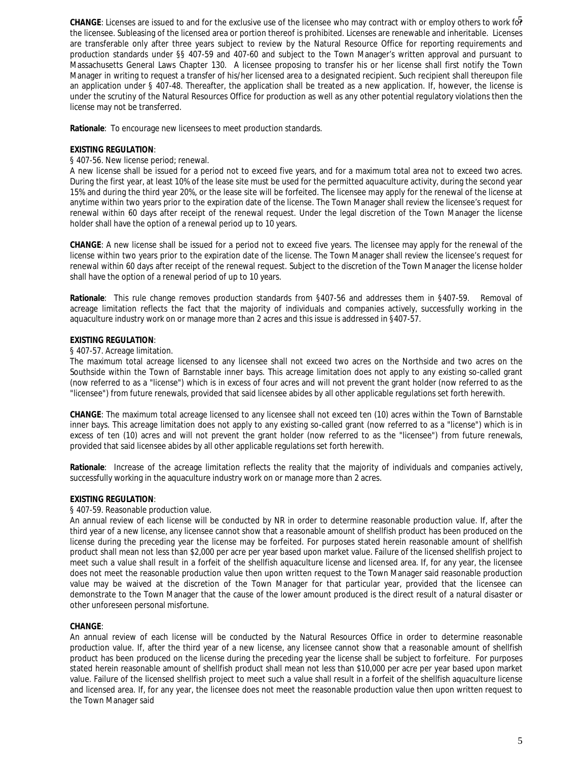**CHANGE**: Licenses are issued to and for the exclusive use of the licensee who may contract with or employ others to work for the licensee. Subleasing of the licensed area or portion thereof is prohibited. Licenses are renewable and inheritable. Licenses are transferable only after three years subject to review by the Natural Resource Office for reporting requirements and production standards under §§ 407-59 and 407-60 and subject to the Town Manager's written approval and pursuant to Massachusetts General Laws Chapter 130. A licensee proposing to transfer his or her license shall first notify the Town Manager in writing to request a transfer of his/her licensed area to a designated recipient. Such recipient shall thereupon file an application under § 407-48. Thereafter, the application shall be treated as a new application. If, however, the license is under the scrutiny of the Natural Resources Office for production as well as any other potential regulatory violations then the license may not be transferred.

**Rationale**: To encourage new licensees to meet production standards.

**EXISTING REGULATION**:

§ 407-56. New license period; renewal.

A new license shall be issued for a period not to exceed five years, and for a maximum total area not to exceed two acres. During the first year, at least 10% of the lease site must be used for the permitted aquaculture activity, during the second year 15% and during the third year 20%, or the lease site will be forfeited. The licensee may apply for the renewal of the license at anytime within two years prior to the expiration date of the license. The Town Manager shall review the licensee's request for renewal within 60 days after receipt of the renewal request. Under the legal discretion of the Town Manager the license holder shall have the option of a renewal period up to 10 years.

**CHANGE**: A new license shall be issued for a period not to exceed five years. The licensee may apply for the renewal of the license within two years prior to the expiration date of the license. The Town Manager shall review the licensee's request for renewal within 60 days after receipt of the renewal request. Subject to the discretion of the Town Manager the license holder shall have the option of a renewal period of up to 10 years.

**Rationale**: This rule change removes production standards from §407-56 and addresses them in §407-59. Removal of acreage limitation reflects the fact that the majority of individuals and companies actively, successfully working in the aquaculture industry work on or manage more than 2 acres and this issue is addressed in §407-57.

**EXISTING REGULATION**:

§ 407-57. Acreage limitation.

The maximum total acreage licensed to any licensee shall not exceed two acres on the Northside and two acres on the Southside within the Town of Barnstable inner bays. This acreage limitation does not apply to any existing so-called grant (now referred to as a "license") which is in excess of four acres and will not prevent the grant holder (now referred to as the "licensee") from future renewals, provided that said licensee abides by all other applicable regulations set forth herewith.

**CHANGE**: The maximum total acreage licensed to any licensee shall not exceed ten (10) acres within the Town of Barnstable inner bays. This acreage limitation does not apply to any existing so-called grant (now referred to as a "license") which is in excess of ten (10) acres and will not prevent the grant holder (now referred to as the "licensee") from future renewals, provided that said licensee abides by all other applicable regulations set forth herewith.

**Rationale**: Increase of the acreage limitation reflects the reality that the majority of individuals and companies actively, successfully working in the aquaculture industry work on or manage more than 2 acres.

**EXISTING REGULATION**:

§ 407-59. Reasonable production value.

An annual review of each license will be conducted by NR in order to determine reasonable production value. If, after the third year of a new license, any licensee cannot show that a reasonable amount of shellfish product has been produced on the license during the preceding year the license may be forfeited. For purposes stated herein reasonable amount of shellfish product shall mean not less than $2,000 per acre per year based upon market value. Failure of the licensed shellfish project to meet such a value shall result in a forfeit of the shellfish aquaculture license and licensed area. If, for any year, the licensee does not meet the reasonable production value then upon written request to the Town Manager said reasonable production value may be waived at the discretion of the Town Manager for that particular year, provided that the licensee can demonstrate to the Town Manager that the cause of the lower amount produced is the direct result of a natural disaster or other unforeseen personal misfortune.

**CHANGE**:

An annual review of each license will be conducted by the Natural Resources Office in order to determine reasonable production value. If, after the third year of a new license, any licensee cannot show that a reasonable amount of shellfish product has been produced on the license during the preceding year the license shall be subject to forfeiture. For purposes stated herein reasonable amount of shellfish product shall mean not less than $10,000 per acre per year based upon market value. Failure of the licensed shellfish project to meet such a value shall result in a forfeit of the shellfish aquaculture license and licensed area. If, for any year, the licensee does not meet the reasonable production value then upon written request to the Town Manager said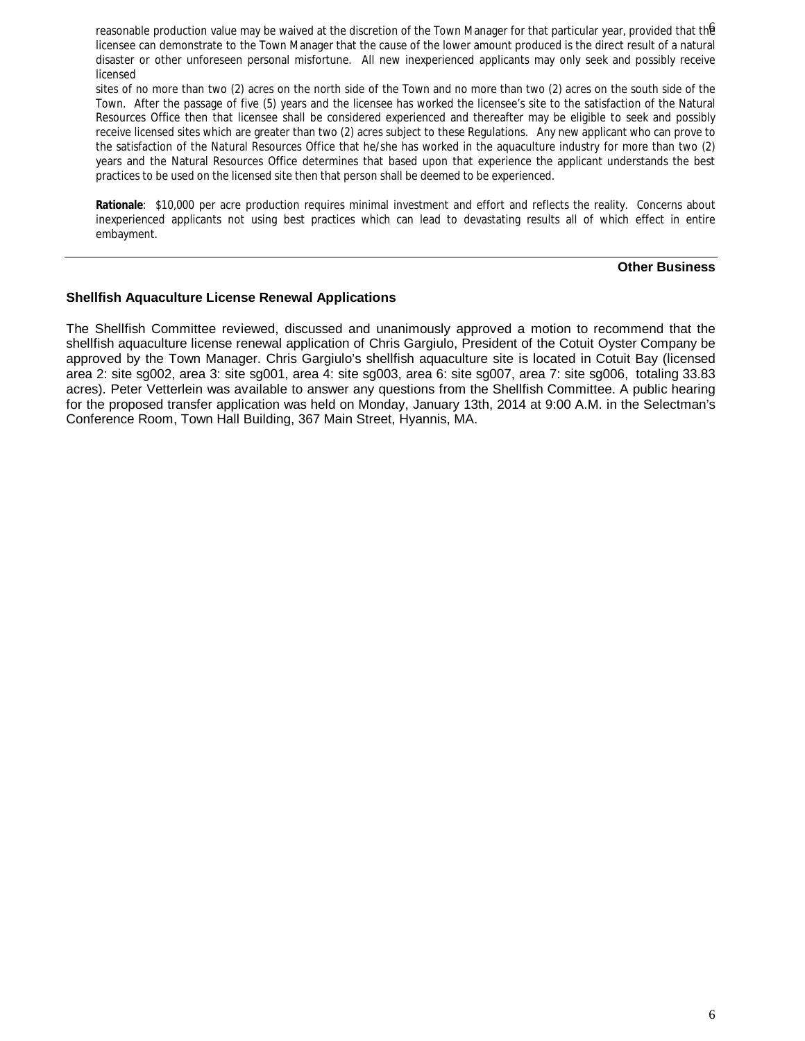reasonable production value may be waived at the discretion of the Town Manager for that particular year, provided that the licensee can demonstrate to the Town Manager that the cause of the lower amount produced is the direct result of a natural disaster or other unforeseen personal misfortune. All new inexperienced applicants may only seek and possibly receive licensed

sites of no more than two (2) acres on the north side of the Town and no more than two (2) acres on the south side of the Town. After the passage of five (5) years and the licensee has worked the licensee's site to the satisfaction of the Natural Resources Office then that licensee shall be considered experienced and thereafter may be eligible to seek and possibly receive licensed sites which are greater than two (2) acres subject to these Regulations. Any new applicant who can prove to the satisfaction of the Natural Resources Office that he/she has worked in the aquaculture industry for more than two (2) years and the Natural Resources Office determines that based upon that experience the applicant understands the best practices to be used on the licensed site then that person shall be deemed to be experienced.

**Rationale**: $10,000 per acre production requires minimal investment and effort and reflects the reality. Concerns about inexperienced applicants not using best practices which can lead to devastating results all of which effect in entire embayment.

---

**Other Business**

### Shellfish Aquaculture License Renewal Applications

The Shellfish Committee reviewed, discussed and unanimously approved a motion to recommend that the shellfish aquaculture license renewal application of Chris Gargiulo, President of the Cotuit Oyster Company be approved by the Town Manager. Chris Gargiulo's shellfish aquaculture site is located in Cotuit Bay (licensed area 2: site sg002, area 3: site sg001, area 4: site sg003, area 6: site sg007, area 7: site sg006, totaling 33.83 acres). Peter Vetterlein was available to answer any questions from the Shellfish Committee. A public hearing for the proposed transfer application was held on Monday, January 13th, 2014 at 9:00 A.M. in the Selectman's Conference Room, Town Hall Building, 367 Main Street, Hyannis, MA.